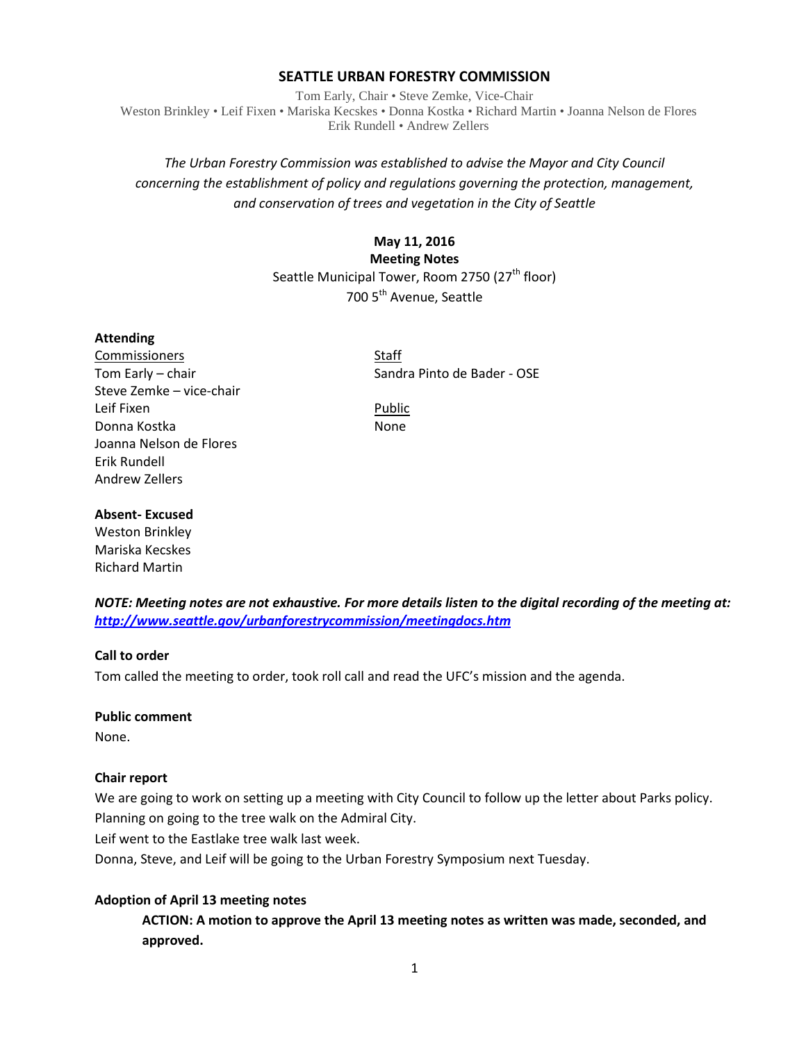# SEATTLE URBAN FORESTRY COMMISSION

Tom Early, Chair • Steve Zemke, Vice-Chair
Weston Brinkley • Leif Fixen • Mariska Kecskes • Donna Kostka • Richard Martin • Joanna Nelson de Flores
Erik Rundell • Andrew Zellers

*The Urban Forestry Commission was established to advise the Mayor and City Council concerning the establishment of policy and regulations governing the protection, management, and conservation of trees and vegetation in the City of Seattle*

**May 11, 2016**
**Meeting Notes**
Seattle Municipal Tower, Room 2750 (27th floor)
700 5th Avenue, Seattle

**Attending**

Commissioners
Tom Early – chair
Steve Zemke – vice-chair
Leif Fixen
Donna Kostka
Joanna Nelson de Flores
Erik Rundell
Andrew Zellers

Staff
Sandra Pinto de Bader - OSE

Public
None

**Absent- Excused**
Weston Brinkley
Mariska Kecskes
Richard Martin

***NOTE: Meeting notes are not exhaustive. For more details listen to the digital recording of the meeting at: http://www.seattle.gov/urbanforestrycommission/meetingdocs.htm***

**Call to order**
Tom called the meeting to order, took roll call and read the UFC's mission and the agenda.

**Public comment**
None.

**Chair report**
We are going to work on setting up a meeting with City Council to follow up the letter about Parks policy.
Planning on going to the tree walk on the Admiral City.
Leif went to the Eastlake tree walk last week.
Donna, Steve, and Leif will be going to the Urban Forestry Symposium next Tuesday.

**Adoption of April 13 meeting notes**

> **ACTION: A motion to approve the April 13 meeting notes as written was made, seconded, and approved.**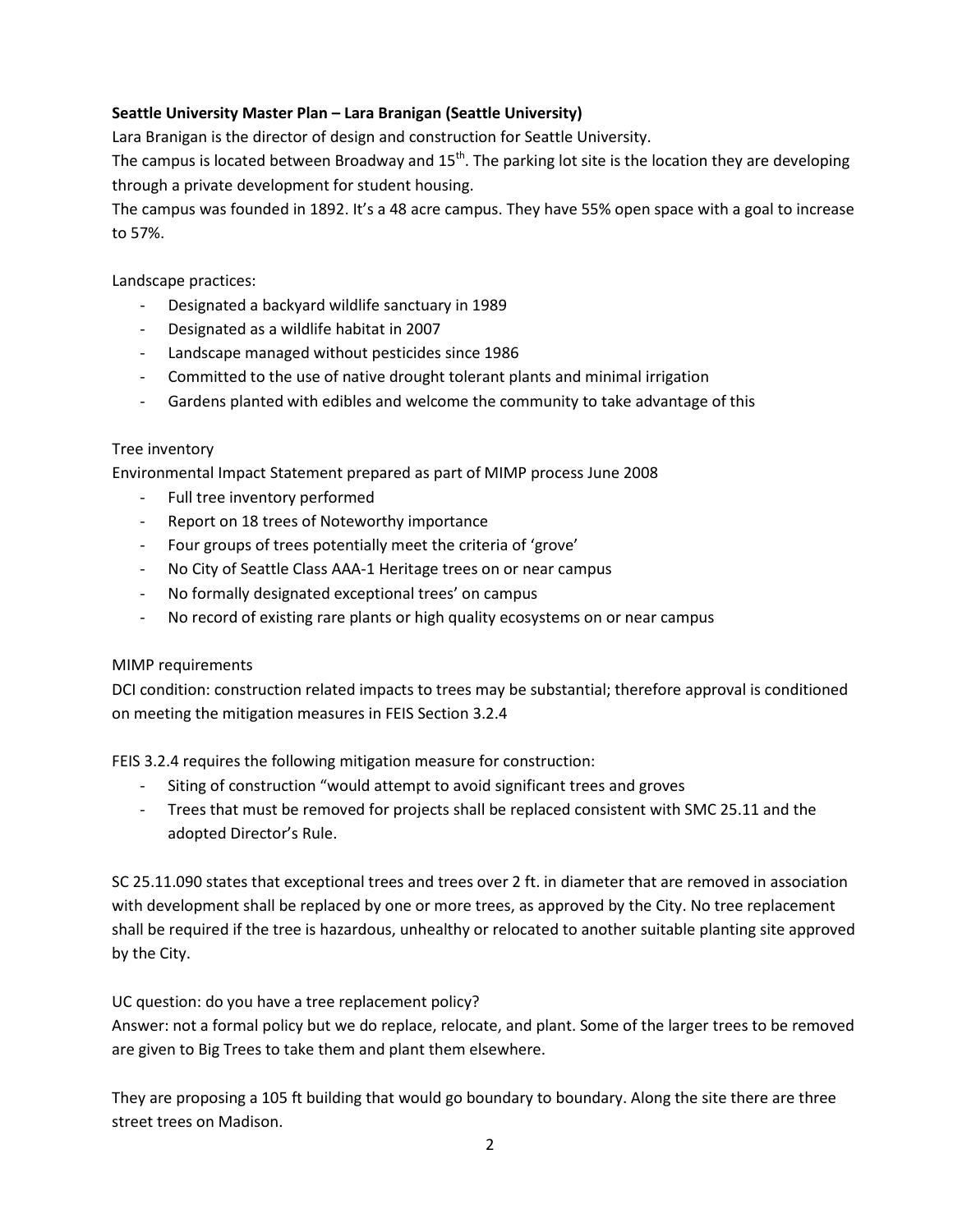**Seattle University Master Plan – Lara Branigan (Seattle University)**

Lara Branigan is the director of design and construction for Seattle University.

The campus is located between Broadway and 15th. The parking lot site is the location they are developing through a private development for student housing.

The campus was founded in 1892. It's a 48 acre campus. They have 55% open space with a goal to increase to 57%.

Landscape practices:

- Designated a backyard wildlife sanctuary in 1989
- Designated as a wildlife habitat in 2007
- Landscape managed without pesticides since 1986
- Committed to the use of native drought tolerant plants and minimal irrigation
- Gardens planted with edibles and welcome the community to take advantage of this

Tree inventory

Environmental Impact Statement prepared as part of MIMP process June 2008

- Full tree inventory performed
- Report on 18 trees of Noteworthy importance
- Four groups of trees potentially meet the criteria of 'grove'
- No City of Seattle Class AAA-1 Heritage trees on or near campus
- No formally designated exceptional trees' on campus
- No record of existing rare plants or high quality ecosystems on or near campus

MIMP requirements

DCI condition: construction related impacts to trees may be substantial; therefore approval is conditioned on meeting the mitigation measures in FEIS Section 3.2.4

FEIS 3.2.4 requires the following mitigation measure for construction:

- Siting of construction "would attempt to avoid significant trees and groves
- Trees that must be removed for projects shall be replaced consistent with SMC 25.11 and the adopted Director's Rule.

SC 25.11.090 states that exceptional trees and trees over 2 ft. in diameter that are removed in association with development shall be replaced by one or more trees, as approved by the City. No tree replacement shall be required if the tree is hazardous, unhealthy or relocated to another suitable planting site approved by the City.

UC question: do you have a tree replacement policy?

Answer: not a formal policy but we do replace, relocate, and plant. Some of the larger trees to be removed are given to Big Trees to take them and plant them elsewhere.

They are proposing a 105 ft building that would go boundary to boundary. Along the site there are three street trees on Madison.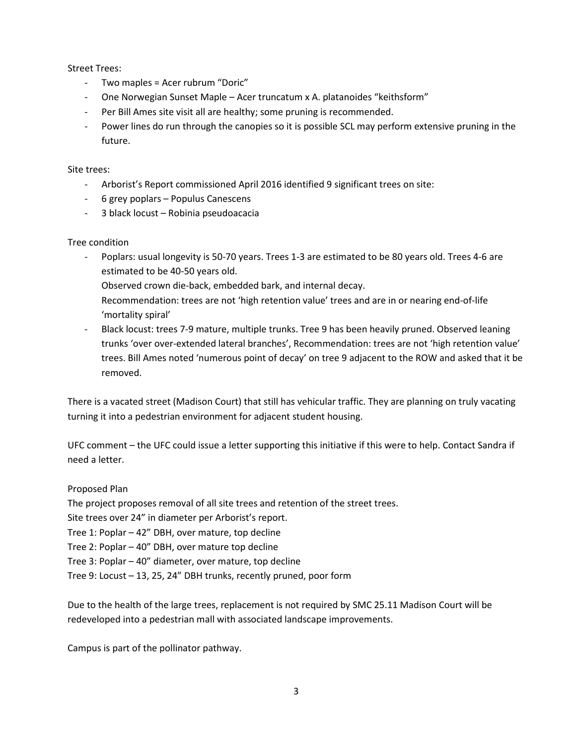Street Trees:

- Two maples = Acer rubrum "Doric"
- One Norwegian Sunset Maple – Acer truncatum x A. platanoides "keithsform"
- Per Bill Ames site visit all are healthy; some pruning is recommended.
- Power lines do run through the canopies so it is possible SCL may perform extensive pruning in the future.

Site trees:

- Arborist's Report commissioned April 2016 identified 9 significant trees on site:
- 6 grey poplars – Populus Canescens
- 3 black locust – Robinia pseudoacacia

Tree condition

- Poplars: usual longevity is 50-70 years. Trees 1-3 are estimated to be 80 years old. Trees 4-6 are estimated to be 40-50 years old.
  Observed crown die-back, embedded bark, and internal decay.
  Recommendation: trees are not 'high retention value' trees and are in or nearing end-of-life 'mortality spiral'
- Black locust: trees 7-9 mature, multiple trunks. Tree 9 has been heavily pruned. Observed leaning trunks 'over over-extended lateral branches', Recommendation: trees are not 'high retention value' trees. Bill Ames noted 'numerous point of decay' on tree 9 adjacent to the ROW and asked that it be removed.

There is a vacated street (Madison Court) that still has vehicular traffic. They are planning on truly vacating turning it into a pedestrian environment for adjacent student housing.

UFC comment – the UFC could issue a letter supporting this initiative if this were to help. Contact Sandra if need a letter.

Proposed Plan

The project proposes removal of all site trees and retention of the street trees.

Site trees over 24" in diameter per Arborist's report.

Tree 1: Poplar – 42" DBH, over mature, top decline

Tree 2: Poplar – 40" DBH, over mature top decline

Tree 3: Poplar – 40" diameter, over mature, top decline

Tree 9: Locust – 13, 25, 24" DBH trunks, recently pruned, poor form

Due to the health of the large trees, replacement is not required by SMC 25.11 Madison Court will be redeveloped into a pedestrian mall with associated landscape improvements.

Campus is part of the pollinator pathway.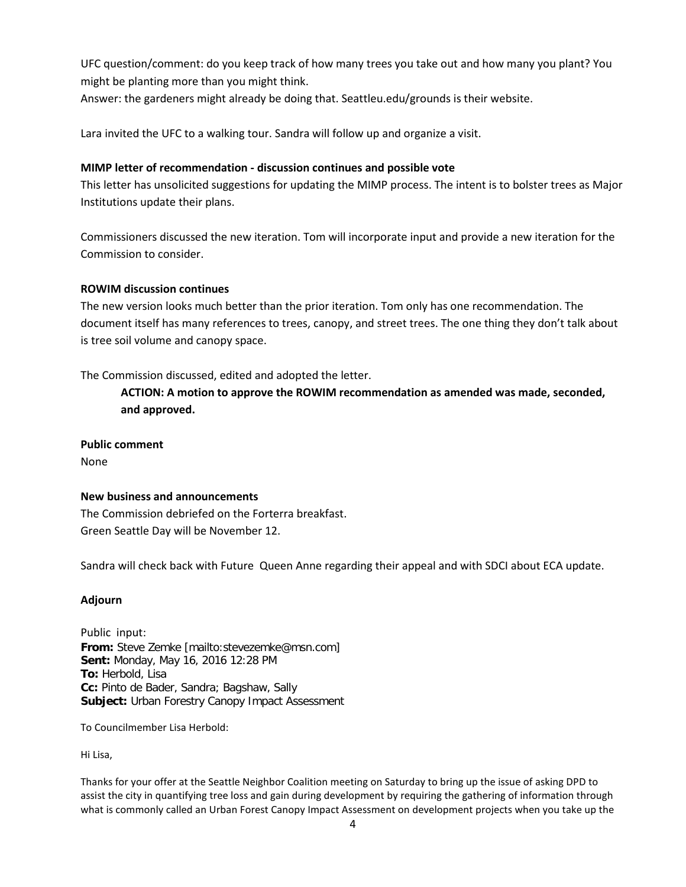UFC question/comment: do you keep track of how many trees you take out and how many you plant? You might be planting more than you might think.
Answer: the gardeners might already be doing that. Seattleu.edu/grounds is their website.

Lara invited the UFC to a walking tour. Sandra will follow up and organize a visit.

**MIMP letter of recommendation - discussion continues and possible vote**
This letter has unsolicited suggestions for updating the MIMP process. The intent is to bolster trees as Major Institutions update their plans.

Commissioners discussed the new iteration. Tom will incorporate input and provide a new iteration for the Commission to consider.

**ROWIM discussion continues**
The new version looks much better than the prior iteration. Tom only has one recommendation. The document itself has many references to trees, canopy, and street trees. The one thing they don't talk about is tree soil volume and canopy space.

The Commission discussed, edited and adopted the letter.

> **ACTION: A motion to approve the ROWIM recommendation as amended was made, seconded, and approved.**

**Public comment**
None

**New business and announcements**
The Commission debriefed on the Forterra breakfast.
Green Seattle Day will be November 12.

Sandra will check back with Future Queen Anne regarding their appeal and with SDCI about ECA update.

**Adjourn**

Public input:
**From:** Steve Zemke [mailto:stevezemke@msn.com]
**Sent:** Monday, May 16, 2016 12:28 PM
**To:** Herbold, Lisa
**Cc:** Pinto de Bader, Sandra; Bagshaw, Sally
**Subject:** Urban Forestry Canopy Impact Assessment

To Councilmember Lisa Herbold:

Hi Lisa,

Thanks for your offer at the Seattle Neighbor Coalition meeting on Saturday to bring up the issue of asking DPD to assist the city in quantifying tree loss and gain during development by requiring the gathering of information through what is commonly called an Urban Forest Canopy Impact Assessment on development projects when you take up the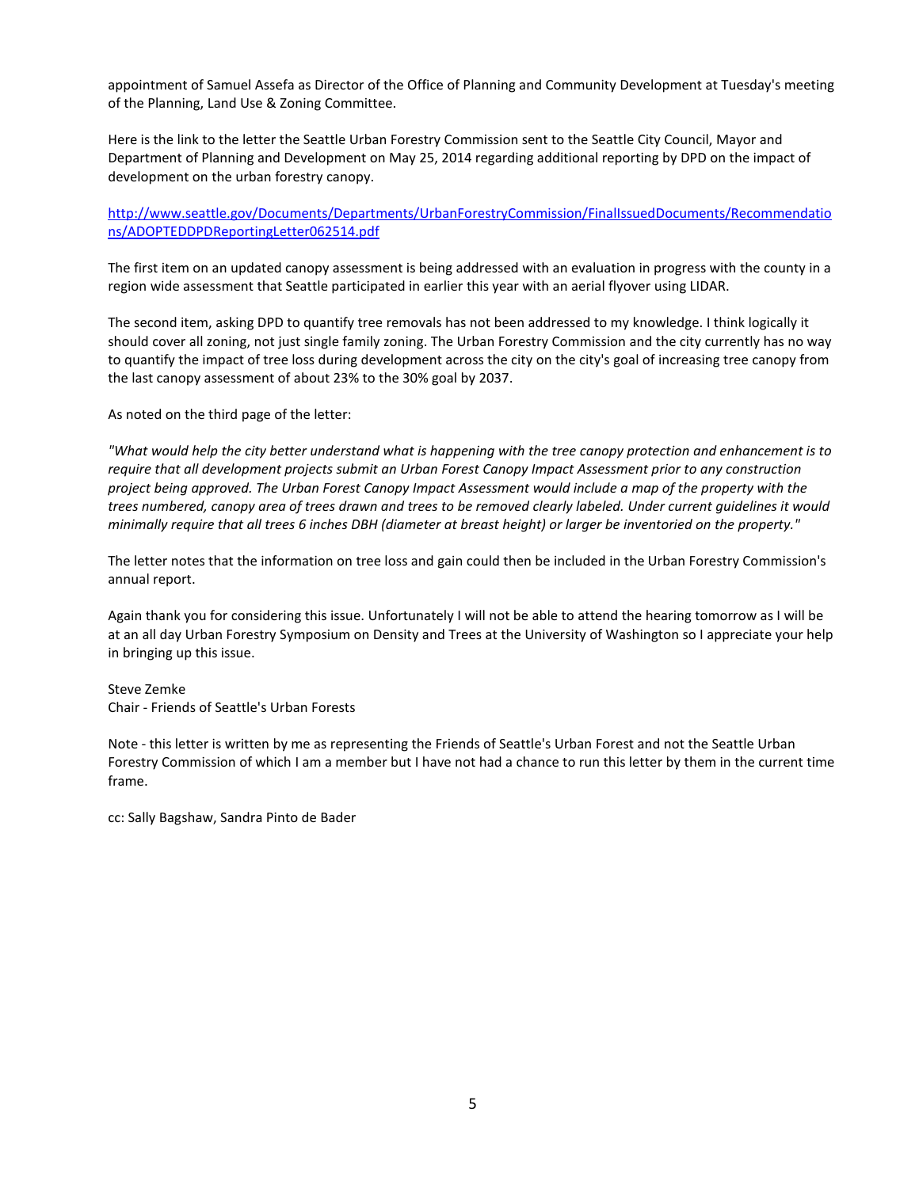appointment of Samuel Assefa as Director of the Office of Planning and Community Development at Tuesday's meeting of the Planning, Land Use & Zoning Committee.

Here is the link to the letter the Seattle Urban Forestry Commission sent to the Seattle City Council, Mayor and Department of Planning and Development on May 25, 2014 regarding additional reporting by DPD on the impact of development on the urban forestry canopy.

[http://www.seattle.gov/Documents/Departments/UrbanForestryCommission/FinalIssuedDocuments/Recommendations/ADOPTEDDPDReportingLetter062514.pdf](http://www.seattle.gov/Documents/Departments/UrbanForestryCommission/FinalIssuedDocuments/Recommendations/ADOPTEDDPDReportingLetter062514.pdf)

The first item on an updated canopy assessment is being addressed with an evaluation in progress with the county in a region wide assessment that Seattle participated in earlier this year with an aerial flyover using LIDAR.

The second item, asking DPD to quantify tree removals has not been addressed to my knowledge. I think logically it should cover all zoning, not just single family zoning. The Urban Forestry Commission and the city currently has no way to quantify the impact of tree loss during development across the city on the city's goal of increasing tree canopy from the last canopy assessment of about 23% to the 30% goal by 2037.

As noted on the third page of the letter:

*"What would help the city better understand what is happening with the tree canopy protection and enhancement is to require that all development projects submit an Urban Forest Canopy Impact Assessment prior to any construction project being approved. The Urban Forest Canopy Impact Assessment would include a map of the property with the trees numbered, canopy area of trees drawn and trees to be removed clearly labeled. Under current guidelines it would minimally require that all trees 6 inches DBH (diameter at breast height) or larger be inventoried on the property."*

The letter notes that the information on tree loss and gain could then be included in the Urban Forestry Commission's annual report.

Again thank you for considering this issue. Unfortunately I will not be able to attend the hearing tomorrow as I will be at an all day Urban Forestry Symposium on Density and Trees at the University of Washington so I appreciate your help in bringing up this issue.

Steve Zemke
Chair - Friends of Seattle's Urban Forests

Note - this letter is written by me as representing the Friends of Seattle's Urban Forest and not the Seattle Urban Forestry Commission of which I am a member but I have not had a chance to run this letter by them in the current time frame.

cc: Sally Bagshaw, Sandra Pinto de Bader